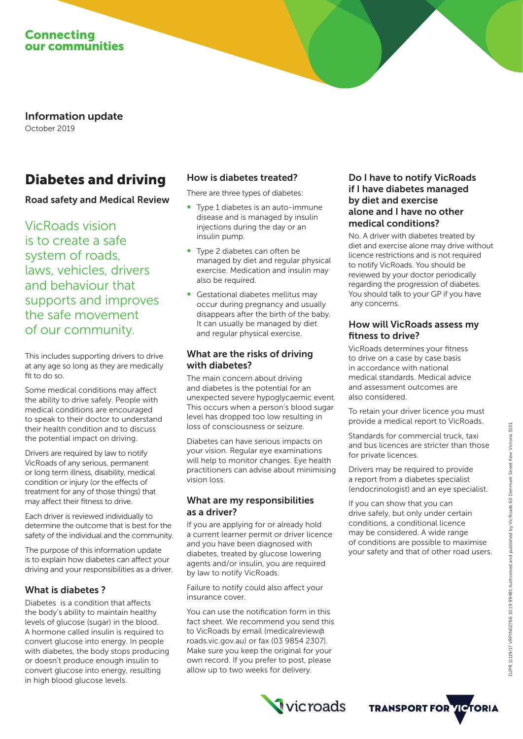Connecting our communities

**Information update**
October 2019

# Diabetes and driving

**Road safety and Medical Review**

VicRoads vision is to create a safe system of roads, laws, vehicles, drivers and behaviour that supports and improves the safe movement of our community.

This includes supporting drivers to drive at any age so long as they are medically fit to do so.

Some medical conditions may affect the ability to drive safely. People with medical conditions are encouraged to speak to their doctor to understand their health condition and to discuss the potential impact on driving.

Drivers are required by law to notify VicRoads of any serious, permanent or long term illness, disability, medical condition or injury (or the effects of treatment for any of those things) that may affect their fitness to drive.

Each driver is reviewed individually to determine the outcome that is best for the safety of the individual and the community.

The purpose of this information update is to explain how diabetes can affect your driving and your responsibilities as a driver.

## What is diabetes ?

Diabetes is a condition that affects the body's ability to maintain healthy levels of glucose (sugar) in the blood. A hormone called insulin is required to convert glucose into energy. In people with diabetes, the body stops producing or doesn't produce enough insulin to convert glucose into energy, resulting in high blood glucose levels.

## How is diabetes treated?

There are three types of diabetes:

- Type 1 diabetes is an auto-immune disease and is managed by insulin injections during the day or an insulin pump.
- Type 2 diabetes can often be managed by diet and regular physical exercise. Medication and insulin may also be required.
- Gestational diabetes mellitus may occur during pregnancy and usually disappears after the birth of the baby. It can usually be managed by diet and regular physical exercise.

## What are the risks of driving with diabetes?

The main concern about driving and diabetes is the potential for an unexpected severe hypoglycaemic event. This occurs when a person's blood sugar level has dropped too low resulting in loss of consciousness or seizure.

Diabetes can have serious impacts on your vision. Regular eye examinations will help to monitor changes. Eye health practitioners can advise about minimising vision loss.

## What are my responsibilities as a driver?

If you are applying for or already hold a current learner permit or driver licence and you have been diagnosed with diabetes, treated by glucose lowering agents and/or insulin, you are required by law to notify VicRoads.

Failure to notify could also affect your insurance cover.

You can use the notification form in this fact sheet. We recommend you send this to VicRoads by email (medicalreview@roads.vic.gov.au) or fax (03 9854 2307). Make sure you keep the original for your own record. If you prefer to post, please allow up to two weeks for delivery.

## Do I have to notify VicRoads if I have diabetes managed by diet and exercise alone and I have no other medical conditions?

No. A driver with diabetes treated by diet and exercise alone may drive without licence restrictions and is not required to notify VicRoads. You should be reviewed by your doctor periodically regarding the progression of diabetes. You should talk to your GP if you have any concerns.

## How will VicRoads assess my fitness to drive?

VicRoads determines your fitness to drive on a case by case basis in accordance with national medical standards. Medical advice and assessment outcomes are also considered.

To retain your driver licence you must provide a medical report to VicRoads.

Standards for commercial truck, taxi and bus licences are stricter than those for private licences.

Drivers may be required to provide a report from a diabetes specialist (endocrinologist) and an eye specialist.

If you can show that you can drive safely, but only under certain conditions, a conditional licence may be considered. A wide range of conditions are possible to maximise your safety and that of other road users.

DJPR 11119/17 VRPIN02766 10.19 99481 Authorised and published by VicRoads 60 Denmark Street Kew Victoria 3101.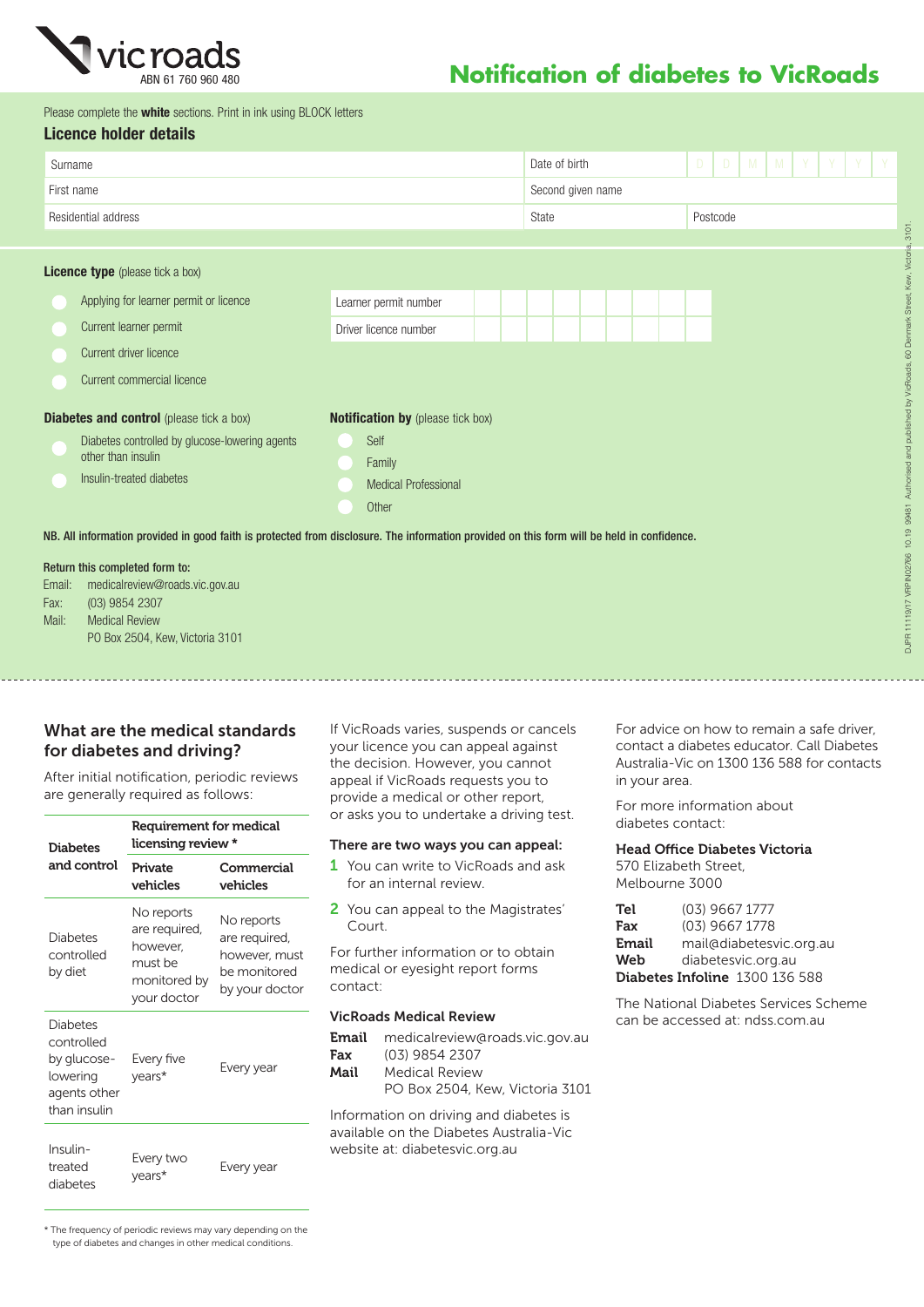vicroads
ABN 61 760 960 480

# Notification of diabetes to VicRoads

Please complete the **white** sections. Print in ink using BLOCK letters

## Licence holder details

| | | | |
|---|---|---|---|
| Surname | | Date of birth | D D M M Y Y Y Y |
| First name | | Second given name | |
| Residential address | | State | Postcode |

**Licence type** (please tick a box)

- Applying for learner permit or licence
- Current learner permit
- Current driver licence
- Current commercial licence

Learner permit number

Driver licence number

**Diabetes and control** (please tick a box)

- Diabetes controlled by glucose-lowering agents other than insulin
- Insulin-treated diabetes

**Notification by** (please tick box)

- Self
- Family
- Medical Professional
- Other

NB. All information provided in good faith is protected from disclosure. The information provided on this form will be held in confidence.

**Return this completed form to:**

Email: medicalreview@roads.vic.gov.au
Fax: (03) 9854 2307
Mail: Medical Review
PO Box 2504, Kew, Victoria 3101

## What are the medical standards for diabetes and driving?

After initial notification, periodic reviews are generally required as follows:

| Diabetes and control | Requirement for medical licensing review * | |
|---|---|---|
| | **Private vehicles** | **Commercial vehicles** |
| Diabetes controlled by diet | No reports are required, however, must be monitored by your doctor | No reports are required, however, must be monitored by your doctor |
| Diabetes controlled by glucose-lowering agents other than insulin | Every five years* | Every year |
| Insulin-treated diabetes | Every two years* | Every year |

\* The frequency of periodic reviews may vary depending on the type of diabetes and changes in other medical conditions.

If VicRoads varies, suspends or cancels your licence you can appeal against the decision. However, you cannot appeal if VicRoads requests you to provide a medical or other report, or asks you to undertake a driving test.

### There are two ways you can appeal:

1. You can write to VicRoads and ask for an internal review.
2. You can appeal to the Magistrates' Court.

For further information or to obtain medical or eyesight report forms contact:

### VicRoads Medical Review

**Email** medicalreview@roads.vic.gov.au
**Fax** (03) 9854 2307
**Mail** Medical Review
PO Box 2504, Kew, Victoria 3101

Information on driving and diabetes is available on the Diabetes Australia-Vic website at: diabetesvic.org.au

For advice on how to remain a safe driver, contact a diabetes educator. Call Diabetes Australia-Vic on 1300 136 588 for contacts in your area.

For more information about diabetes contact:

**Head Office Diabetes Victoria**
570 Elizabeth Street,
Melbourne 3000

**Tel** (03) 9667 1777
**Fax** (03) 9667 1778
**Email** mail@diabetesvic.org.au
**Web** diabetesvic.org.au
**Diabetes Infoline** 1300 136 588

The National Diabetes Services Scheme can be accessed at: ndss.com.au

DJPR 11119/17 VRPIN02766 10.19 99481 Authorised and published by VicRoads, 60 Denmark Street, Kew, Victoria, 3101.